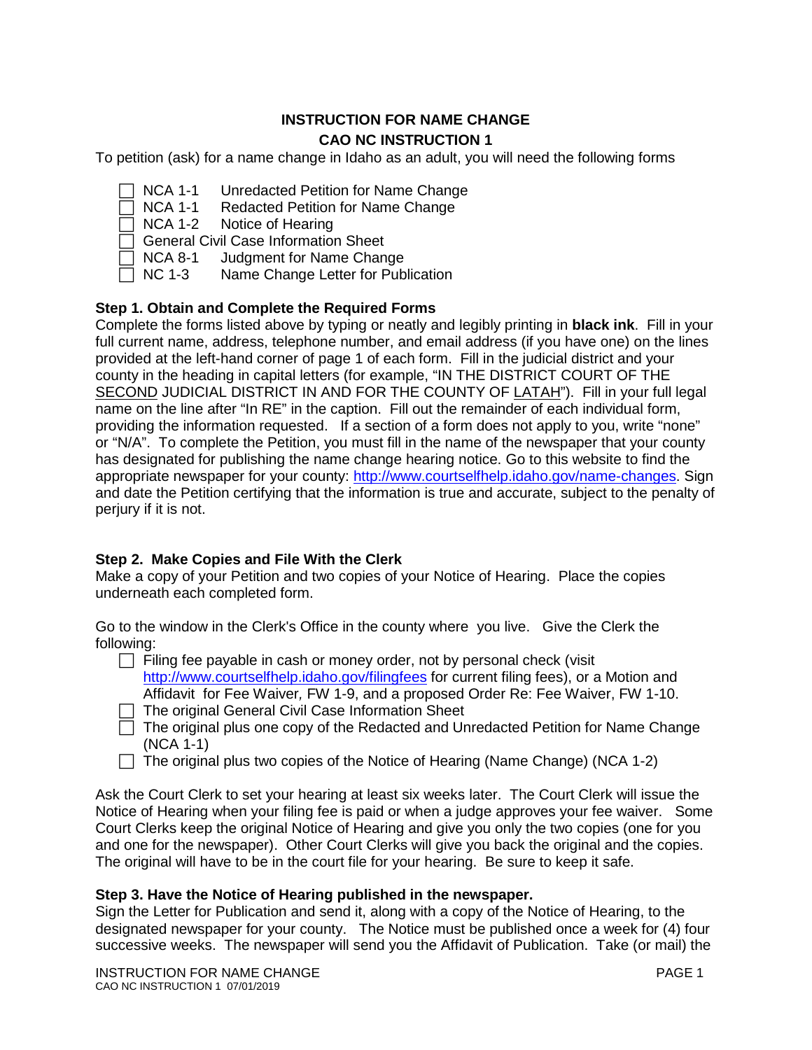# INSTRUCTION FOR NAME CHANGE

## CAO NC INSTRUCTION 1

To petition (ask) for a name change in Idaho as an adult, you will need the following forms

- [ ] NCA 1-1 Unredacted Petition for Name Change
- [ ] NCA 1-1 Redacted Petition for Name Change
- [ ] NCA 1-2 Notice of Hearing
- [ ] General Civil Case Information Sheet
- [ ] NCA 8-1 Judgment for Name Change
- [ ] NC 1-3 Name Change Letter for Publication

**Step 1. Obtain and Complete the Required Forms**

Complete the forms listed above by typing or neatly and legibly printing in **black ink**. Fill in your full current name, address, telephone number, and email address (if you have one) on the lines provided at the left-hand corner of page 1 of each form. Fill in the judicial district and your county in the heading in capital letters (for example, "IN THE DISTRICT COURT OF THE SECOND JUDICIAL DISTRICT IN AND FOR THE COUNTY OF LATAH"). Fill in your full legal name on the line after "In RE" in the caption. Fill out the remainder of each individual form, providing the information requested. If a section of a form does not apply to you, write "none" or "N/A". To complete the Petition, you must fill in the name of the newspaper that your county has designated for publishing the name change hearing notice. Go to this website to find the appropriate newspaper for your county: http://www.courtselfhelp.idaho.gov/name-changes. Sign and date the Petition certifying that the information is true and accurate, subject to the penalty of perjury if it is not.

**Step 2. Make Copies and File With the Clerk**

Make a copy of your Petition and two copies of your Notice of Hearing. Place the copies underneath each completed form.

Go to the window in the Clerk's Office in the county where you live. Give the Clerk the following:

- [ ] Filing fee payable in cash or money order, not by personal check (visit http://www.courtselfhelp.idaho.gov/filingfees for current filing fees), or a Motion and Affidavit for Fee Waiver*,* FW 1-9, and a proposed Order Re: Fee Waiver, FW 1-10.
- [ ] The original General Civil Case Information Sheet
- [ ] The original plus one copy of the Redacted and Unredacted Petition for Name Change (NCA 1-1)
- [ ] The original plus two copies of the Notice of Hearing (Name Change) (NCA 1-2)

Ask the Court Clerk to set your hearing at least six weeks later. The Court Clerk will issue the Notice of Hearing when your filing fee is paid or when a judge approves your fee waiver. Some Court Clerks keep the original Notice of Hearing and give you only the two copies (one for you and one for the newspaper). Other Court Clerks will give you back the original and the copies. The original will have to be in the court file for your hearing. Be sure to keep it safe.

**Step 3. Have the Notice of Hearing published in the newspaper.**

Sign the Letter for Publication and send it, along with a copy of the Notice of Hearing, to the designated newspaper for your county. The Notice must be published once a week for (4) four successive weeks. The newspaper will send you the Affidavit of Publication. Take (or mail) the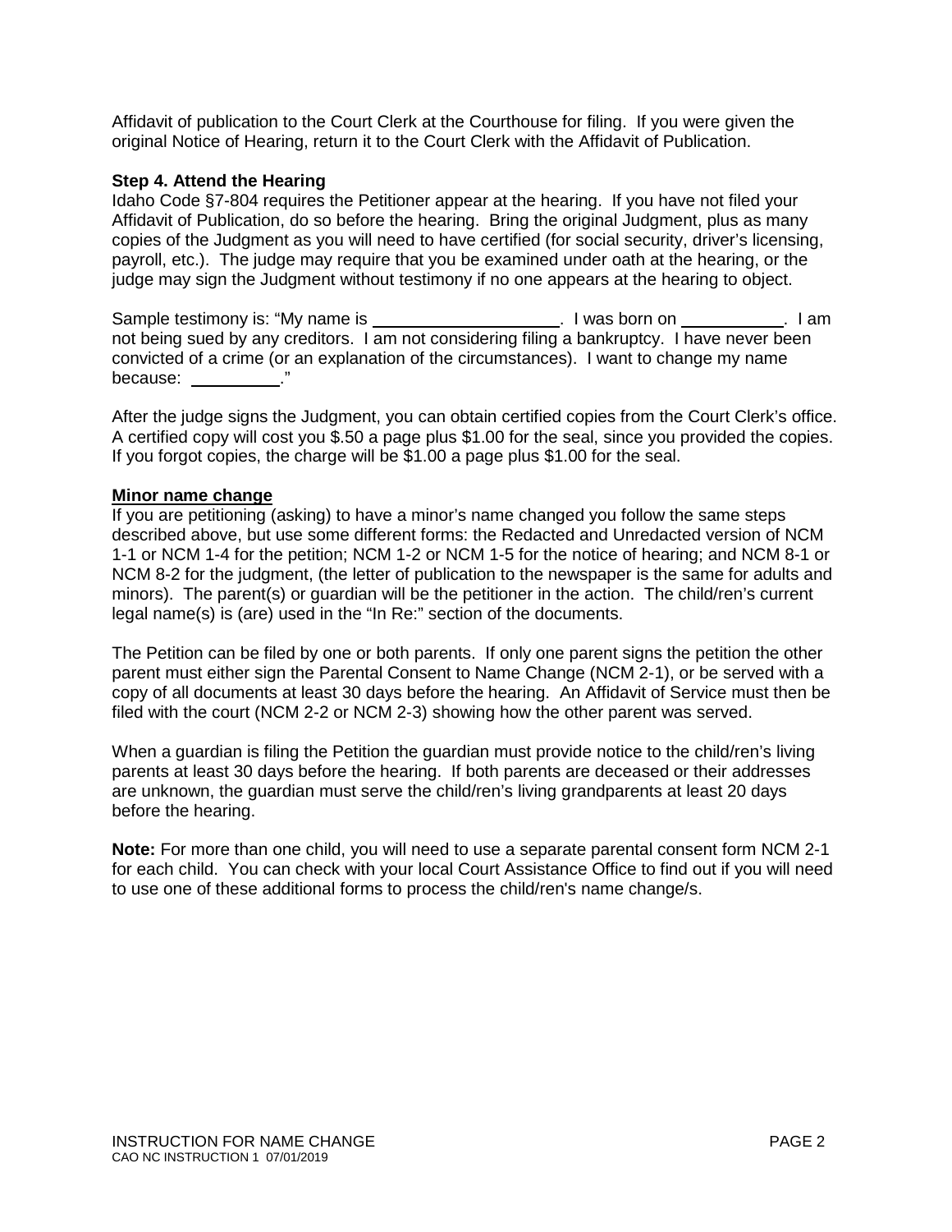Affidavit of publication to the Court Clerk at the Courthouse for filing. If you were given the original Notice of Hearing, return it to the Court Clerk with the Affidavit of Publication.

**Step 4. Attend the Hearing**

Idaho Code §7-804 requires the Petitioner appear at the hearing. If you have not filed your Affidavit of Publication, do so before the hearing. Bring the original Judgment, plus as many copies of the Judgment as you will need to have certified (for social security, driver's licensing, payroll, etc.). The judge may require that you be examined under oath at the hearing, or the judge may sign the Judgment without testimony if no one appears at the hearing to object.

Sample testimony is: "My name is ____________________. I was born on ___________. I am not being sued by any creditors. I am not considering filing a bankruptcy. I have never been convicted of a crime (or an explanation of the circumstances). I want to change my name because: __________."

After the judge signs the Judgment, you can obtain certified copies from the Court Clerk's office. A certified copy will cost you $.50 a page plus $1.00 for the seal, since you provided the copies. If you forgot copies, the charge will be $1.00 a page plus $1.00 for the seal.

**Minor name change**

If you are petitioning (asking) to have a minor's name changed you follow the same steps described above, but use some different forms: the Redacted and Unredacted version of NCM 1-1 or NCM 1-4 for the petition; NCM 1-2 or NCM 1-5 for the notice of hearing; and NCM 8-1 or NCM 8-2 for the judgment, (the letter of publication to the newspaper is the same for adults and minors). The parent(s) or guardian will be the petitioner in the action. The child/ren's current legal name(s) is (are) used in the "In Re:" section of the documents.

The Petition can be filed by one or both parents. If only one parent signs the petition the other parent must either sign the Parental Consent to Name Change (NCM 2-1), or be served with a copy of all documents at least 30 days before the hearing. An Affidavit of Service must then be filed with the court (NCM 2-2 or NCM 2-3) showing how the other parent was served.

When a guardian is filing the Petition the guardian must provide notice to the child/ren's living parents at least 30 days before the hearing. If both parents are deceased or their addresses are unknown, the guardian must serve the child/ren's living grandparents at least 20 days before the hearing.

**Note:** For more than one child, you will need to use a separate parental consent form NCM 2-1 for each child. You can check with your local Court Assistance Office to find out if you will need to use one of these additional forms to process the child/ren's name change/s.